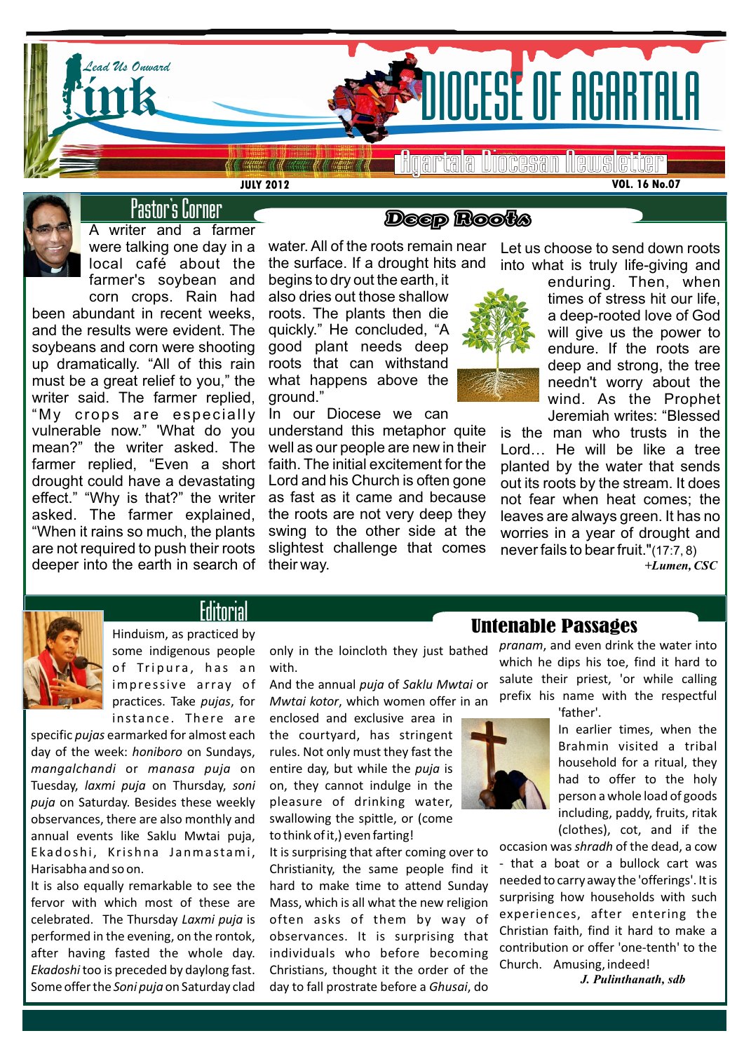# Link — Lead Us Onward

# DIOCESE OF AGARTALA

Agartala Diocesan Newsletter

JULY 2012 VOL. 16 No.07

## Pastor's Corner

### Deep Roots

A writer and a farmer were talking one day in a local café about the farmer's soybean and corn crops. Rain had been abundant in recent weeks, and the results were evident. The soybeans and corn were shooting up dramatically. "All of this rain must be a great relief to you," the writer said. The farmer replied, "My crops are especially vulnerable now." 'What do you mean?" the writer asked. The farmer replied, "Even a short drought could have a devastating effect." "Why is that?" the writer asked. The farmer explained, "When it rains so much, the plants are not required to push their roots deeper into the earth in search of water. All of the roots remain near the surface. If a drought hits and begins to dry out the earth, it also dries out those shallow roots. The plants then die quickly." He concluded, "A good plant needs deep roots that can withstand what happens above the ground."

In our Diocese we can understand this metaphor quite well as our people are new in their faith. The initial excitement for the Lord and his Church is often gone as fast as it came and because the roots are not very deep they swing to the other side at the slightest challenge that comes their way.

Let us choose to send down roots into what is truly life-giving and enduring. Then, when times of stress hit our life, a deep-rooted love of God will give us the power to endure. If the roots are deep and strong, the tree needn't worry about the wind. As the Prophet Jeremiah writes: "Blessed is the man who trusts in the Lord… He will be like a tree planted by the water that sends out its roots by the stream. It does not fear when heat comes; the leaves are always green. It has no worries in a year of drought and never fails to bear fruit."(17:7, 8)

*+Lumen, CSC*

## Editorial

### Untenable Passages

Hinduism, as practiced by some indigenous people of Tripura, has an impressive array of practices. Take *pujas*, for instance. There are specific *pujas* earmarked for almost each day of the week: *honiboro* on Sundays, *mangalchandi* or *manasa puja* on Tuesday, *laxmi puja* on Thursday, *soni puja* on Saturday. Besides these weekly observances, there are also monthly and annual events like Saklu Mwtai puja, Ekadoshi, Krishna Janmastami, Harisabha and so on.

It is also equally remarkable to see the fervor with which most of these are celebrated. The Thursday *Laxmi puja* is performed in the evening, on the rontok, after having fasted the whole day. *Ekadoshi* too is preceded by daylong fast. Some offer the *Soni puja* on Saturday clad only in the loincloth they just bathed with.

And the annual *puja* of *Saklu Mwtai* or *Mwtai kotor*, which women offer in an enclosed and exclusive area in the courtyard, has stringent rules. Not only must they fast the entire day, but while the *puja* is on, they cannot indulge in the pleasure of drinking water, swallowing the spittle, or (come to think of it,) even farting!

It is surprising that after coming over to Christianity, the same people find it hard to make time to attend Sunday Mass, which is all what the new religion often asks of them by way of observances. It is surprising that individuals who before becoming Christians, thought it the order of the day to fall prostrate before a *Ghusai*, do *pranam*, and even drink the water into which he dips his toe, find it hard to salute their priest, 'or while calling prefix his name with the respectful 'father'.

In earlier times, when the Brahmin visited a tribal household for a ritual, they had to offer to the holy person a whole load of goods including, paddy, fruits, ritak (clothes), cot, and if the occasion was *shradh* of the dead, a cow - that a boat or a bullock cart was needed to carry away the 'offerings'. It is surprising how households with such experiences, after entering the Christian faith, find it hard to make a contribution or offer 'one-tenth' to the Church. Amusing, indeed!

*J. Pulinthanath, sdb*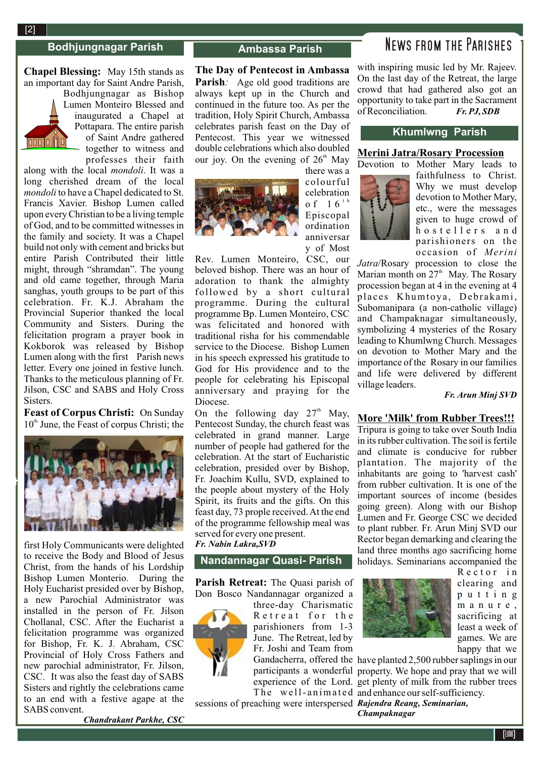# News from the Parishes

## Bodhjungnagar Parish

**Chapel Blessing:** May 15th stands as an important day for Saint Andre Parish, Bodhjungnagar as Bishop Lumen Monteiro Blessed and inaugurated a Chapel at Pottapara. The entire parish of Saint Andre gathered together to witness and professes their faith along with the local *mondoli*. It was a long cherished dream of the local *mondoli* to have a Chapel dedicated to St. Francis Xavier. Bishop Lumen called upon every Christian to be a living temple of God, and to be committed witnesses in the family and society. It was a Chapel build not only with cement and bricks but entire Parish Contributed their little might, through "shramdan". The young and old came together, through Maria sanghas, youth groups to be part of this celebration. Fr. K.J. Abraham the Provincial Superior thanked the local Community and Sisters. During the felicitation program a prayer book in Kokborok was released by Bishop Lumen along with the first Parish news letter. Every one joined in festive lunch. Thanks to the meticulous planning of Fr. Jilson, CSC and SABS and Holy Cross Sisters.

**Feast of Corpus Christi:** On Sunday 10th June, the Feast of corpus Christi; the first Holy Communicants were delighted to receive the Body and Blood of Jesus Christ, from the hands of his Lordship Bishop Lumen Monterio. During the Holy Eucharist presided over by Bishop, a new Parochial Administrator was installed in the person of Fr. Jilson Chollanal, CSC. After the Eucharist a felicitation programme was organized for Bishop, Fr. K. J. Abraham, CSC Provincial of Holy Cross Fathers and new parochial administrator, Fr. Jilson, CSC. It was also the feast day of SABS Sisters and rightly the celebrations came to an end with a festive agape at the SABS convent.

***Chandrakant Parkhe, CSC***

## Ambassa Parish

**The Day of Pentecost in Ambassa Parish***:* Age old good traditions are always kept up in the Church and continued in the future too. As per the tradition, Holy Spirit Church, Ambassa celebrates parish feast on the Day of Pentecost. This year we witnessed double celebrations which also doubled our joy. On the evening of 26th May there was a colourful celebration of 16th Episcopal ordination anniversary of Most Rev. Lumen Monteiro, CSC, our beloved bishop. There was an hour of adoration to thank the almighty followed by a short cultural programme. During the cultural programme Bp. Lumen Monteiro, CSC was felicitated and honored with traditional risha for his commendable service to the Diocese. Bishop Lumen in his speech expressed his gratitude to God for His providence and to the people for celebrating his Episcopal anniversary and praying for the Diocese.

On the following day 27th May, Pentecost Sunday, the church feast was celebrated in grand manner. Large number of people had gathered for the celebration. At the start of Eucharistic celebration, presided over by Bishop, Fr. Joachim Kullu, SVD, explained to the people about mystery of the Holy Spirit, its fruits and the gifts. On this feast day, 73 prople received. At the end of the programme fellowship meal was served for every one present.

***Fr. Nabin Lakra,SVD***

## Nandannagar Quasi- Parish

**Parish Retreat:** The Quasi parish of Don Bosco Nandannagar organized a three-day Charismatic Retreat for the parishioners from 1-3 June. The Retreat, led by Fr. Joshi and Team from Gandacherra, offered the participants a wonderful experience of the Lord. The well-animated sessions of preaching were interspersed with inspiring music led by Mr. Rajeev. On the last day of the Retreat, the large crowd that had gathered also got an opportunity to take part in the Sacrament of Reconciliation. ***Fr. PJ, SDB***

## Khumlwng Parish

**Merini Jatra/Rosary Procession**

Devotion to Mother Mary leads to faithfulness to Christ. Why we must develop devotion to Mother Mary, etc., were the messages given to huge crowd of hostellers and parishioners on the occasion of *Merini Jatra*/Rosary procession to close the Marian month on 27th May. The Rosary procession began at 4 in the evening at 4 places Khumtoya, Debrakami, Subomanipara (a non-catholic village) and Champaknagar simultaneously, symbolizing 4 mysteries of the Rosary leading to Khumlwng Church. Messages on devotion to Mother Mary and the importance of the Rosary in our families and life were delivered by different village leaders.

***Fr. Arun Minj SVD***

**More 'Milk' from Rubber Trees!!!**

Tripura is going to take over South India in its rubber cultivation. The soil is fertile and climate is conducive for rubber plantation. The majority of the inhabitants are going to 'harvest cash' from rubber cultivation. It is one of the important sources of income (besides going green). Along with our Bishop Lumen and Fr. George CSC we decided to plant rubber. Fr. Arun Minj SVD our Rector began demarking and clearing the land three months ago sacrificing home holidays. Seminarians accompanied the Rector in clearing and putting manure, sacrificing at least a week of games. We are happy that we have planted 2,500 rubber saplings in our property. We hope and pray that we will get plenty of milk from the rubber trees and enhance our self-sufficiency.

***Rajendra Reang, Seminarian, Champaknagar***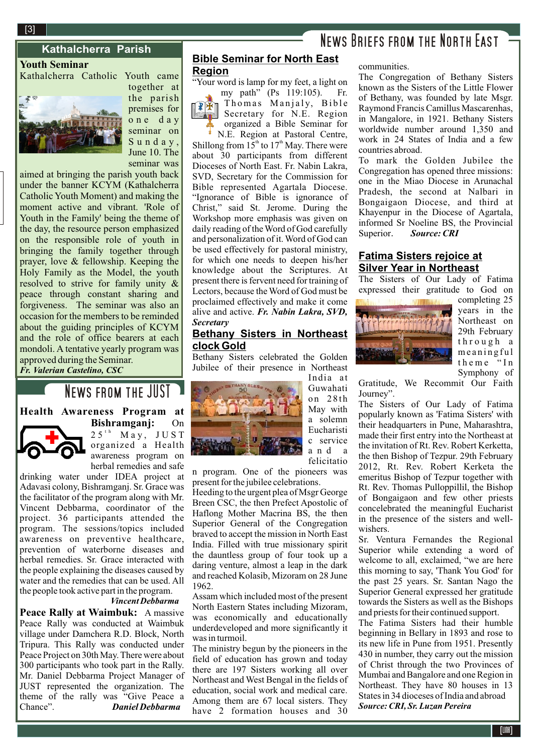# News Briefs from the North East

## Kathalcherra Parish

### Youth Seminar

Kathalcherra Catholic Youth came together at the parish premises for one day seminar on Sunday, June 10. The seminar was aimed at bringing the parish youth back under the banner KCYM (Kathalcherra Catholic Youth Moment) and making the moment active and vibrant. 'Role of Youth in the Family' being the theme of the day, the resource person emphasized on the responsible role of youth in bringing the family together through prayer, love & fellowship. Keeping the Holy Family as the Model, the youth resolved to strive for family unity & peace through constant sharing and forgiveness. The seminar was also an occasion for the members to be reminded about the guiding principles of KCYM and the role of office bearers at each mondoli. A tentative yearly program was approved during the Seminar.

***Fr. Valerian Castelino, CSC***

## News from the JUST

**Health Awareness Program at Bishramganj:** On 25[th] May, JUST organized a Health awareness program on herbal remedies and safe drinking water under IDEA project at Adavasi colony, Bishramganj. Sr. Grace was the facilitator of the program along with Mr. Vincent Debbarma, coordinator of the project. 36 participants attended the program. The sessions/topics included awareness on preventive healthcare, prevention of waterborne diseases and herbal remedies. Sr. Grace interacted with the people explaining the diseases caused by water and the remedies that can be used. All the people took active part in the program.

*Vincent Debbarma*

**Peace Rally at Waimbuk:** A massive Peace Rally was conducted at Waimbuk village under Damchera R.D. Block, North Tripura. This Rally was conducted under Peace Project on 30th May. There were about 300 participants who took part in the Rally. Mr. Daniel Debbarma Project Manager of JUST represented the organization. The theme of the rally was "Give Peace a Chance".

***Daniel Debbarma***

## Bible Seminar for North East Region

"Your word is lamp for my feet, a light on my path" (Ps 119:105). Fr. Thomas Manjaly, Bible Secretary for N.E. Region organized a Bible Seminar for N.E. Region at Pastoral Centre, Shillong from 15[th] to 17[th] May. There were about 30 participants from different Dioceses of North East. Fr. Nabin Lakra, SVD, Secretary for the Commission for Bible represented Agartala Diocese. "Ignorance of Bible is ignorance of Christ," said St. Jerome. During the Workshop more emphasis was given on daily reading of the Word of God carefully and personalization of it. Word of God can be used effectively for pastoral ministry, for which one needs to deepen his/her knowledge about the Scriptures. At present there is fervent need for training of Lectors, because the Word of God must be proclaimed effectively and make it come alive and active. ***Fr. Nabin Lakra, SVD, Secretary***

## Bethany Sisters in Northeast clock Gold

Bethany Sisters celebrated the Golden Jubilee of their presence in Northeast India at Guwahati on 28th May with a solemn Eucharistic service and a felicitation program. One of the pioneers was present for the jubilee celebrations.

Heeding to the urgent plea of Msgr George Breen CSC, the then Prefect Apostolic of Haflong Mother Macrina BS, the then Superior General of the Congregation braved to accept the mission in North East India. Filled with true missionary spirit the dauntless group of four took up a daring venture, almost a leap in the dark and reached Kolasib, Mizoram on 28 June 1962.

Assam which included most of the present North Eastern States including Mizoram, was economically and educationally underdeveloped and more significantly it was in turmoil.

The ministry begun by the pioneers in the field of education has grown and today there are 197 Sisters working all over Northeast and West Bengal in the fields of education, social work and medical care. Among them are 67 local sisters. They have 2 formation houses and 30 communities.

The Congregation of Bethany Sisters known as the Sisters of the Little Flower of Bethany, was founded by late Msgr. Raymond Francis Camillus Mascarenhas, in Mangalore, in 1921. Bethany Sisters worldwide number around 1,350 and work in 24 States of India and a few countries abroad.

To mark the Golden Jubilee the Congregation has opened three missions: one in the Miao Diocese in Arunachal Pradesh, the second at Nalbari in Bongaigaon Diocese, and third at Khayenpur in the Diocese of Agartala, informed Sr Noeline BS, the Provincial Superior. ***Source: CRI***

## Fatima Sisters rejoice at Silver Year in Northeast

The Sisters of Our Lady of Fatima expressed their gratitude to God on completing 25 years in the Northeast on 29th February through a meaningful theme "In Symphony of Gratitude, We Recommit Our Faith Journey".

The Sisters of Our Lady of Fatima popularly known as 'Fatima Sisters' with their headquarters in Pune, Maharashtra, made their first entry into the Northeast at the invitation of Rt. Rev. Robert Kerketta, the then Bishop of Tezpur. 29th February 2012, Rt. Rev. Robert Kerketa the emeritus Bishop of Tezpur together with Rt. Rev. Thomas Pulloppillil, the Bishop of Bongaigaon and few other priests concelebrated the meaningful Eucharist in the presence of the sisters and well-wishers.

Sr. Ventura Fernandes the Regional Superior while extending a word of welcome to all, exclaimed, "we are here this morning to say, 'Thank You God' for the past 25 years. Sr. Santan Nago the Superior General expressed her gratitude towards the Sisters as well as the Bishops and priests for their continued support.

The Fatima Sisters had their humble beginning in Bellary in 1893 and rose to its new life in Pune from 1951. Presently 430 in number, they carry out the mission of Christ through the two Provinces of Mumbai and Bangalore and one Region in Northeast. They have 80 houses in 13 States in 34 dioceses of India and abroad

***Source: CRI, Sr. Luzan Pereira***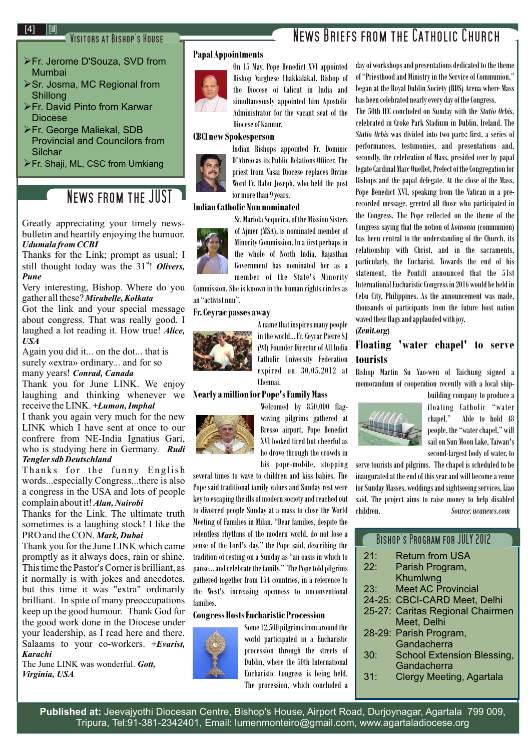## Visitors at Bishop's House

- Fr. Jerome D'Souza, SVD from Mumbai
- Sr. Josma, MC Regional from Shillong
- Fr. David Pinto from Karwar Diocese
- Fr. George Maliekal, SDB Provincial and Councilors from Silchar
- Fr. Shaji, ML, CSC from Umkiang

## News from the JUST

Greatly appreciating your timely news-bulletin and heartily enjoying the humour. ***Udumala from CCBI***

Thanks for the Link; prompt as usual; I still thought today was the 31st! ***Olivers, Pune***

Very interesting, Bishop. Where do you gather all these? ***Mirabelle, Kolkata***

Got the link and your special message about congress. That was really good. I laughed a lot reading it. How true! ***Alice, USA***

Again you did it... on the dot... that is surely «extra» ordinary... and for so many years! ***Conrad, Canada***

Thank you for June LINK. We enjoy laughing and thinking whenever we receive the LINK. ***+Lumon, Imphal***

I thank you again very much for the new LINK which I have sent at once to our confrere from NE-India Ignatius Gari, who is studying here in Germany. ***Rudi Tengler sdb Deutschland***

Thanks for the funny English words...especially Congress...there is also a congress in the USA and lots of people complain about it! ***Alan, Nairobi***

Thanks for the Link. The ultimate truth sometimes is a laughing stock! I like the PRO and the CON. ***Mark, Dubai***

Thank you for the June LINK which came promptly as it always does, rain or shine. This time the Pastor's Corner is brilliant, as it normally is with jokes and anecdotes, but this time it was "extra" ordinarily brilliant. In spite of many preoccupations keep up the good humour. Thank God for the good work done in the Diocese under your leadership, as I read here and there. Salaams to your co-workers. ***+Evarist, Karachi***

The June LINK was wonderful. ***Gott, Virginia, USA***

## News Briefs from the Catholic Church

### Papal Appointments

On 15 May, Pope Benedict XVI appointed Bishop Varghese Chakkalakal, Bishop of the Diocese of Calicut in India and simultaneously appointed him Apostolic Administrator for the vacant seat of the Diocese of Kannur.

### CBCI new Spokesperson

Indian Bishops appointed Fr. Dominic D'Abreo as its Public Relations Officer. The priest from Vasai Diocese replaces Divine Word Fr. Babu Joseph, who held the post for more than 9 years.

### Indian Catholic Nun nominated

Sr. Mariola Sequeira, of the Mission Sisters of Ajmer (MSA), is nominated member of Minority Commission. In a first perhaps in the whole of North India, Rajasthan Government has nominated her as a member of the State's Minority Commission. She is known in the human rights circles as an "activist nun".

### Fr. Ceyrac passes away

A name that inspires many people in the world... Fr. Ceyrac Pierre SJ (98) Founder Director of All India Catholic University Federation expired on 30.05.2012 at Chennai.

### Nearly a million for Pope's Family Mass

Welcomed by 850,000 flag-waving pilgrims gathered at Bresso airport, Pope Benedict XVI looked tired but cheerful as he drove through the crowds in his pope-mobile, stopping several times to wave to children and kiss babies. The Pope said traditional family values and Sunday rest were key to escaping the ills of modern society and reached out to divorced people Sunday at a mass to close the World Meeting of Families in Milan. "Dear families, despite the relentless rhythms of the modern world, do not lose a sense of the Lord's day," the Pope said, describing the tradition of resting on a Sunday as "an oasis in which to pause... and celebrate the family." The Pope told pilgrims gathered together from 154 countries, in a reference to the West's increasing openness to unconventional families.

### Congress Hosts Eucharistic Procession

Some 12,500 pilgrims from around the world participated in a Eucharistic procession through the streets of Dublin, where the 50th International Eucharistic Congress is being held. The procession, which concluded a day of workshops and presentations dedicated to the theme of "Priesthood and Ministry in the Service of Communion," began at the Royal Dublin Society (RDS) Arena where Mass has been celebrated nearly every day of the Congress.

The 50th IEC concluded on Sunday with the *Statio Orbis*, celebrated in Croke Park Stadium in Dublin, Ireland. The *Statio Orbis* was divided into two parts: first, a series of performances, testimonies, and presentations and, secondly, the celebration of Mass, presided over by papal legate Cardinal Marc Ouellet, Prefect of the Congregation for Bishops and the papal delegate. At the close of the Mass, Pope Benedict XVI, speaking from the Vatican in a pre-recorded message, greeted all those who participated in the Congress. The Pope reflected on the theme of the Congress saying that the notion of *koinonia* (communion) has been central to the understanding of the Church, its relationship with Christ, and in the sacraments, particularly, the Eucharist. Towards the end of his statement, the Pontiff announced that the 51st International Eucharistic Congress in 2016 would be held in Cebu City, Philippines. As the announcement was made, thousands of participants from the future host nation waved their flags and applauded with joy.

(***Zenit.org***)

### Floating 'water chapel' to serve tourists

Bishop Martin Su Yao-wen of Taichung signed a memorandum of cooperation recently with a local ship-building company to produce a floating Catholic "water chapel." Able to hold 48 people, the "water chapel," will sail on Sun Moon Lake, Taiwan's second-largest body of water, to serve tourists and pilgrims. The chapel is scheduled to be inaugurated at the end of this year and will become a venue for Sunday Masses, weddings and sightseeing services, Liao said. The project aims to raise money to help disabled children.

*Source: ucanews.com*

## Bishop's Program for July 2012

| | |
|---|---|
| 21: | Return from USA |
| 22: | Parish Program, Khumlwng |
| 23: | Meet AC Provincial |
| 24-25: | CBCI-CARD Meet, Delhi |
| 25-27: | Caritas Regional Chairmen Meet, Delhi |
| 28-29: | Parish Program, Gandacherra |
| 30: | School Extension Blessing, Gandacherra |
| 31: | Clergy Meeting, Agartala |

**Published at:** Jeevajyothi Diocesan Centre, Bishop's House, Airport Road, Durjoynagar, Agartala 799 009, Tripura, Tel:91-381-2342401, Email: lumenmonteiro@gmail.com, www.agartaladiocese.org